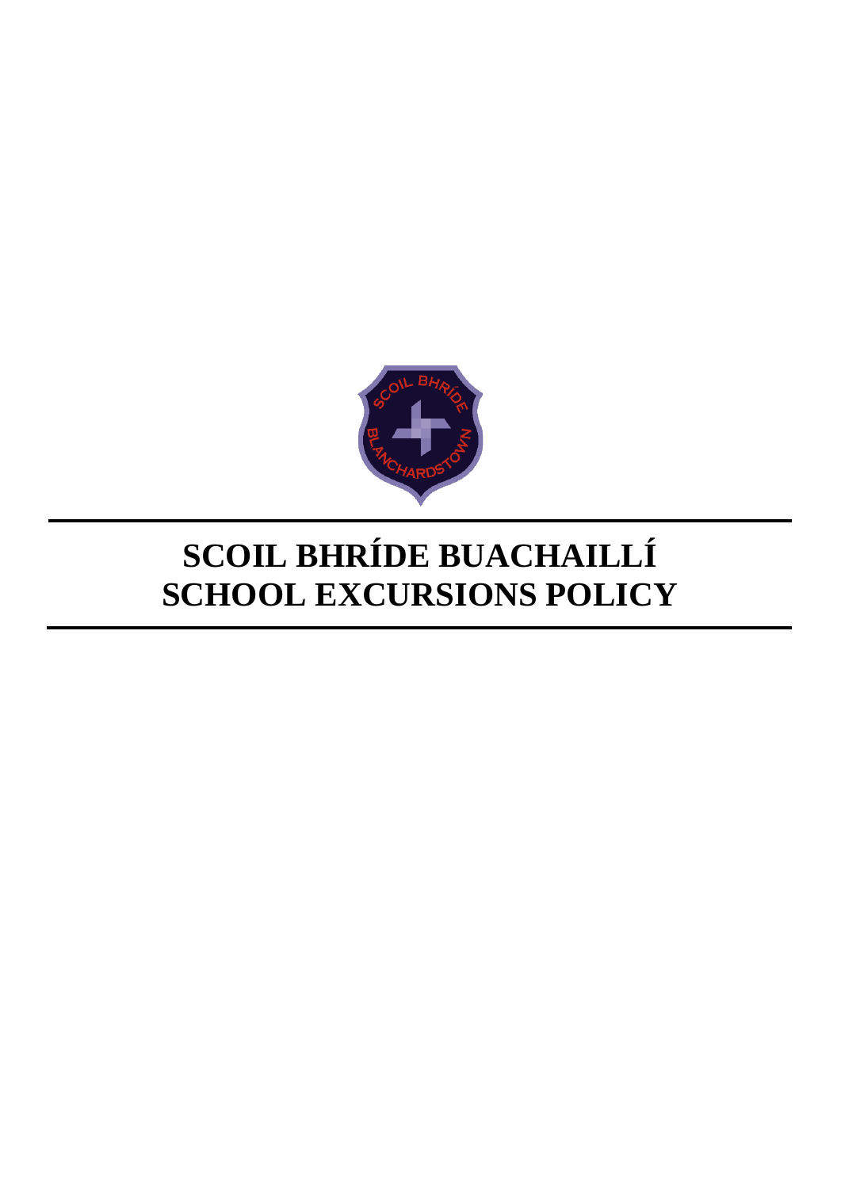# SCOIL BHRÍDE BUACHAILLÍ
# SCHOOL EXCURSIONS POLICY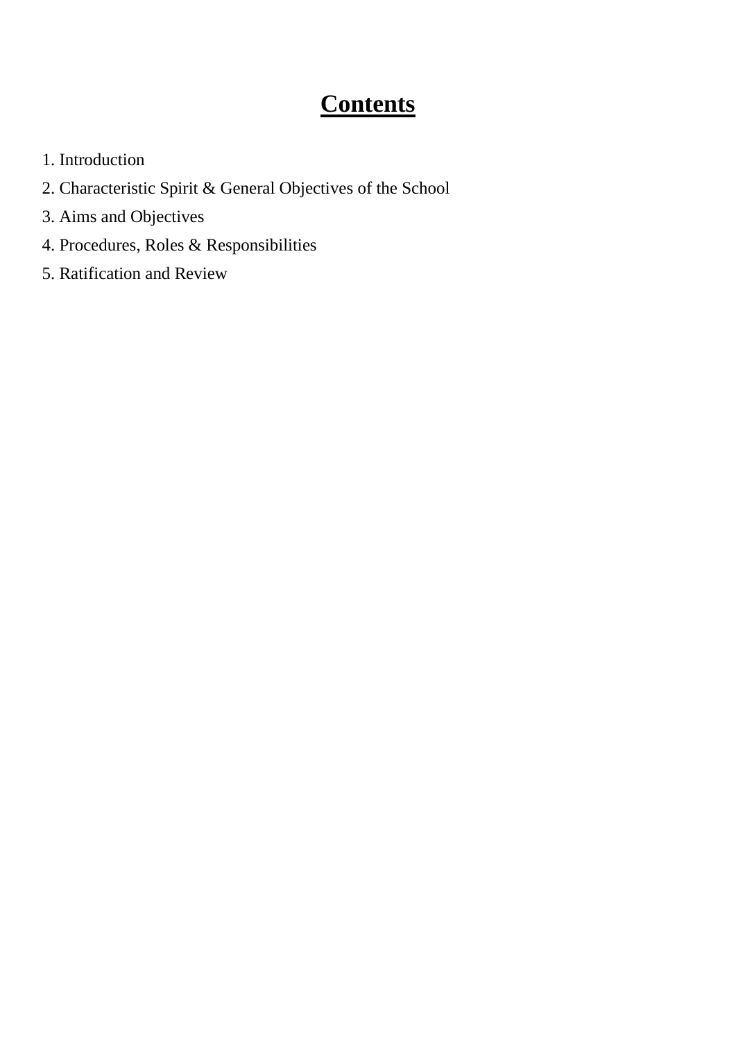# Contents

1. Introduction
2. Characteristic Spirit & General Objectives of the School
3. Aims and Objectives
4. Procedures, Roles & Responsibilities
5. Ratification and Review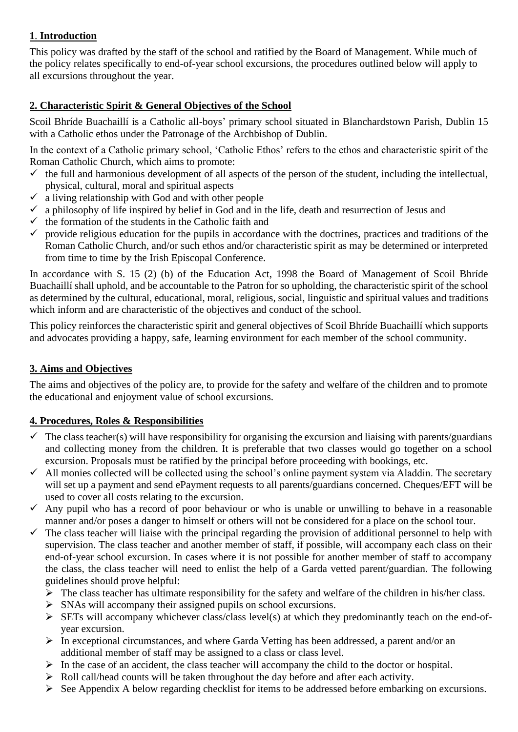## **1. Introduction**

This policy was drafted by the staff of the school and ratified by the Board of Management. While much of the policy relates specifically to end-of-year school excursions, the procedures outlined below will apply to all excursions throughout the year.

## **2. Characteristic Spirit & General Objectives of the School**

Scoil Bhríde Buachaillí is a Catholic all-boys' primary school situated in Blanchardstown Parish, Dublin 15 with a Catholic ethos under the Patronage of the Archbishop of Dublin.

In the context of a Catholic primary school, 'Catholic Ethos' refers to the ethos and characteristic spirit of the Roman Catholic Church, which aims to promote:

- ✓ the full and harmonious development of all aspects of the person of the student, including the intellectual, physical, cultural, moral and spiritual aspects
- ✓ a living relationship with God and with other people
- ✓ a philosophy of life inspired by belief in God and in the life, death and resurrection of Jesus and
- ✓ the formation of the students in the Catholic faith and
- ✓ provide religious education for the pupils in accordance with the doctrines, practices and traditions of the Roman Catholic Church, and/or such ethos and/or characteristic spirit as may be determined or interpreted from time to time by the Irish Episcopal Conference.

In accordance with S. 15 (2) (b) of the Education Act, 1998 the Board of Management of Scoil Bhríde Buachaillí shall uphold, and be accountable to the Patron for so upholding, the characteristic spirit of the school as determined by the cultural, educational, moral, religious, social, linguistic and spiritual values and traditions which inform and are characteristic of the objectives and conduct of the school.

This policy reinforces the characteristic spirit and general objectives of Scoil Bhríde Buachaillí which supports and advocates providing a happy, safe, learning environment for each member of the school community.

## **3. Aims and Objectives**

The aims and objectives of the policy are, to provide for the safety and welfare of the children and to promote the educational and enjoyment value of school excursions.

## **4. Procedures, Roles & Responsibilities**

- ✓ The class teacher(s) will have responsibility for organising the excursion and liaising with parents/guardians and collecting money from the children. It is preferable that two classes would go together on a school excursion. Proposals must be ratified by the principal before proceeding with bookings, etc.
- ✓ All monies collected will be collected using the school's online payment system via Aladdin. The secretary will set up a payment and send ePayment requests to all parents/guardians concerned. Cheques/EFT will be used to cover all costs relating to the excursion.
- ✓ Any pupil who has a record of poor behaviour or who is unable or unwilling to behave in a reasonable manner and/or poses a danger to himself or others will not be considered for a place on the school tour.
- ✓ The class teacher will liaise with the principal regarding the provision of additional personnel to help with supervision. The class teacher and another member of staff, if possible, will accompany each class on their end-of-year school excursion. In cases where it is not possible for another member of staff to accompany the class, the class teacher will need to enlist the help of a Garda vetted parent/guardian. The following guidelines should prove helpful:
  - ➢ The class teacher has ultimate responsibility for the safety and welfare of the children in his/her class.
  - ➢ SNAs will accompany their assigned pupils on school excursions.
  - ➢ SETs will accompany whichever class/class level(s) at which they predominantly teach on the end-of-year excursion.
  - ➢ In exceptional circumstances, and where Garda Vetting has been addressed, a parent and/or an additional member of staff may be assigned to a class or class level.
  - ➢ In the case of an accident, the class teacher will accompany the child to the doctor or hospital.
  - ➢ Roll call/head counts will be taken throughout the day before and after each activity.
  - ➢ See Appendix A below regarding checklist for items to be addressed before embarking on excursions.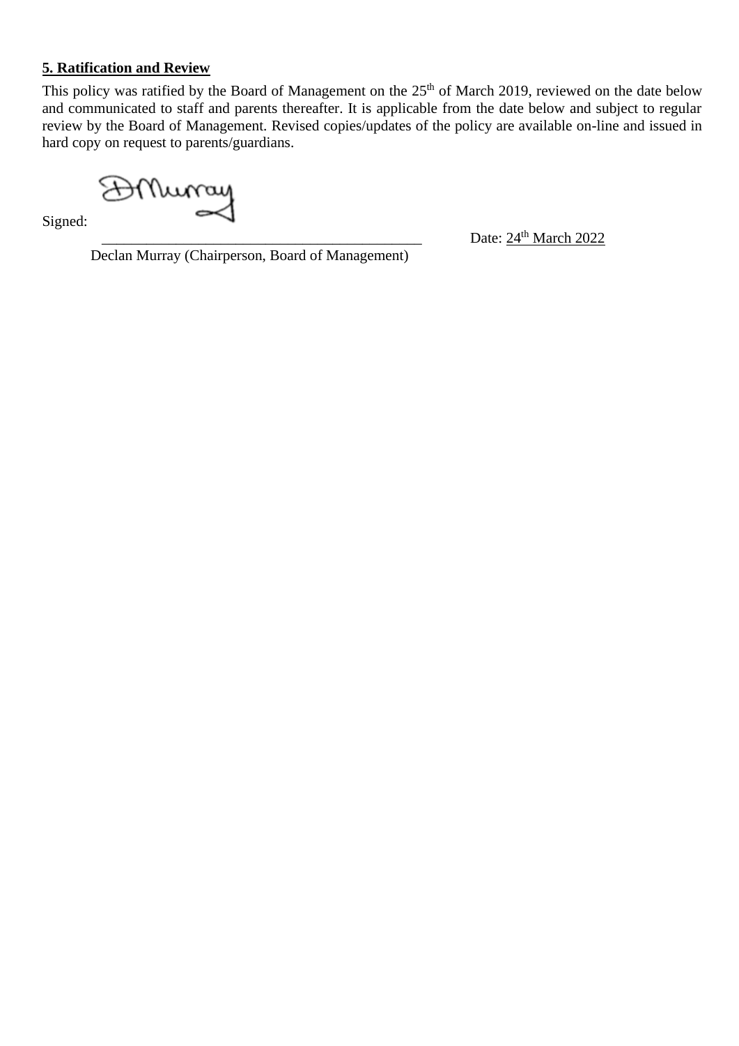**5. Ratification and Review**

This policy was ratified by the Board of Management on the 25th of March 2019, reviewed on the date below and communicated to staff and parents thereafter. It is applicable from the date below and subject to regular review by the Board of Management. Revised copies/updates of the policy are available on-line and issued in hard copy on request to parents/guardians.

Signed: ___________________________________________ Date: 24th March 2022

Declan Murray (Chairperson, Board of Management)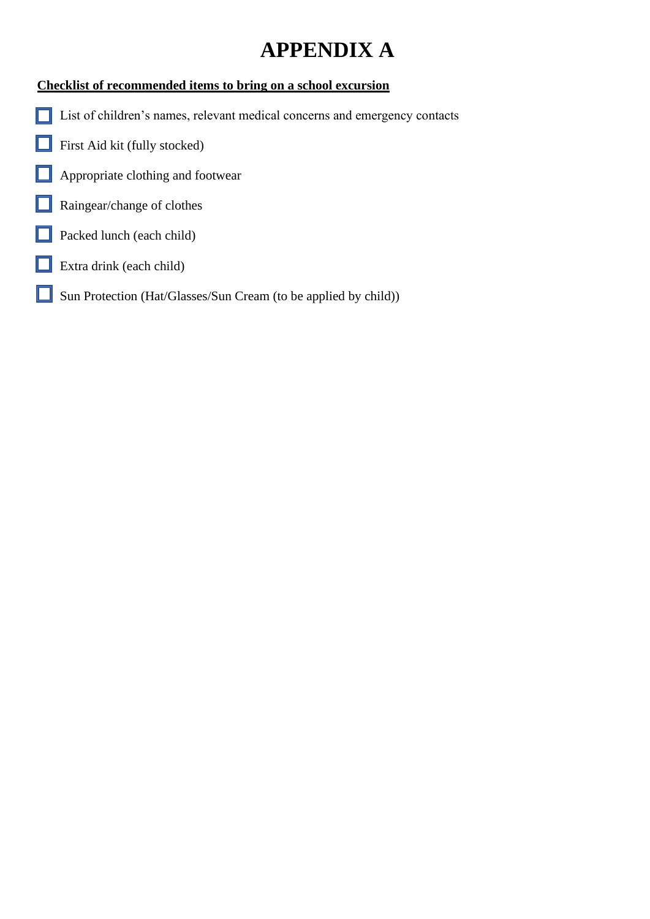# APPENDIX A

**Checklist of recommended items to bring on a school excursion**

- [ ] List of children's names, relevant medical concerns and emergency contacts
- [ ] First Aid kit (fully stocked)
- [ ] Appropriate clothing and footwear
- [ ] Raingear/change of clothes
- [ ] Packed lunch (each child)
- [ ] Extra drink (each child)
- [ ] Sun Protection (Hat/Glasses/Sun Cream (to be applied by child))